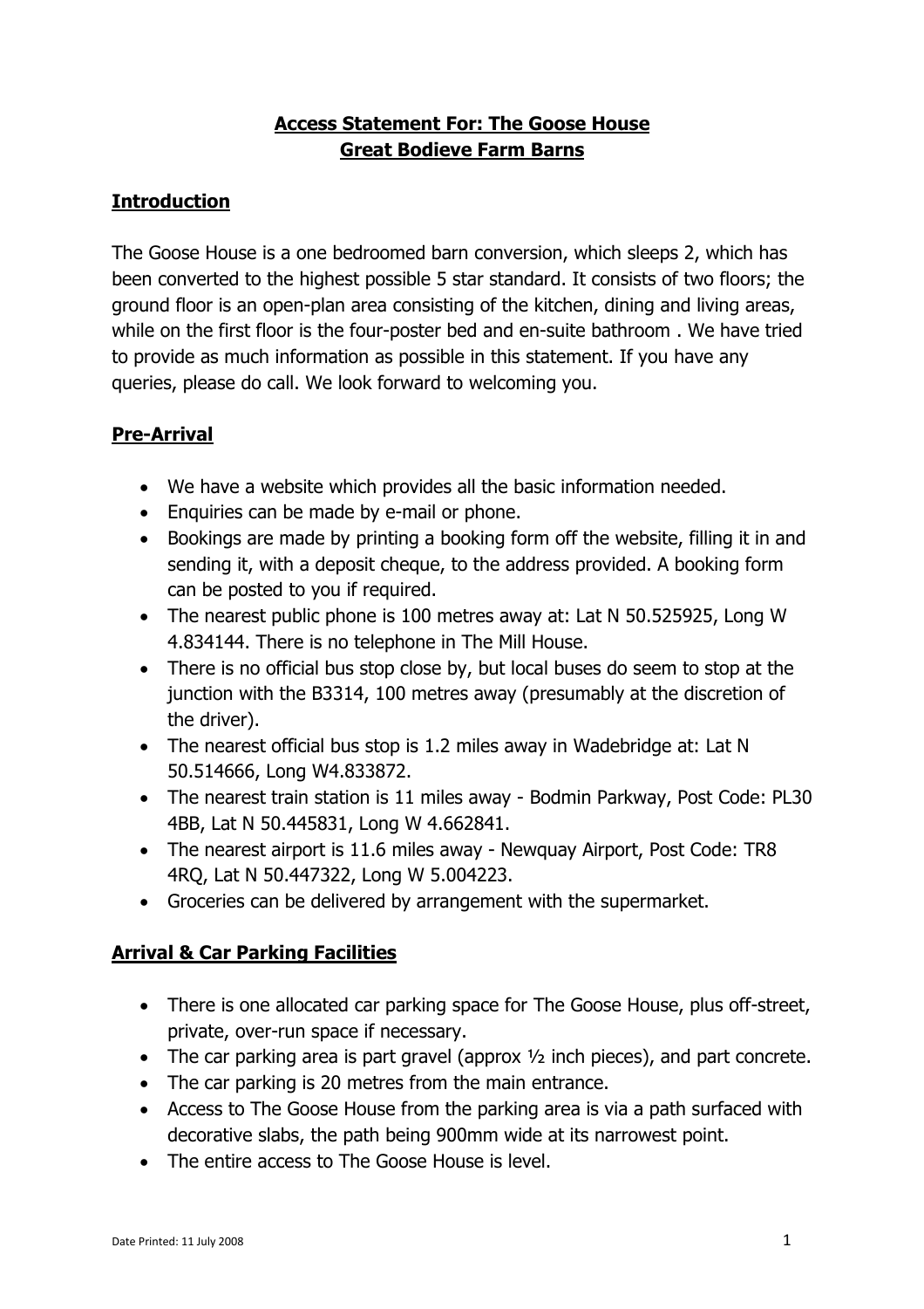# Access Statement For: The Goose House
# Great Bodieve Farm Barns

## Introduction

The Goose House is a one bedroomed barn conversion, which sleeps 2, which has been converted to the highest possible 5 star standard. It consists of two floors; the ground floor is an open-plan area consisting of the kitchen, dining and living areas, while on the first floor is the four-poster bed and en-suite bathroom . We have tried to provide as much information as possible in this statement. If you have any queries, please do call. We look forward to welcoming you.

## Pre-Arrival

- We have a website which provides all the basic information needed.
- Enquiries can be made by e-mail or phone.
- Bookings are made by printing a booking form off the website, filling it in and sending it, with a deposit cheque, to the address provided. A booking form can be posted to you if required.
- The nearest public phone is 100 metres away at: Lat N 50.525925, Long W 4.834144. There is no telephone in The Mill House.
- There is no official bus stop close by, but local buses do seem to stop at the junction with the B3314, 100 metres away (presumably at the discretion of the driver).
- The nearest official bus stop is 1.2 miles away in Wadebridge at: Lat N 50.514666, Long W4.833872.
- The nearest train station is 11 miles away - Bodmin Parkway, Post Code: PL30 4BB, Lat N 50.445831, Long W 4.662841.
- The nearest airport is 11.6 miles away - Newquay Airport, Post Code: TR8 4RQ, Lat N 50.447322, Long W 5.004223.
- Groceries can be delivered by arrangement with the supermarket.

## Arrival & Car Parking Facilities

- There is one allocated car parking space for The Goose House, plus off-street, private, over-run space if necessary.
- The car parking area is part gravel (approx ½ inch pieces), and part concrete.
- The car parking is 20 metres from the main entrance.
- Access to The Goose House from the parking area is via a path surfaced with decorative slabs, the path being 900mm wide at its narrowest point.
- The entire access to The Goose House is level.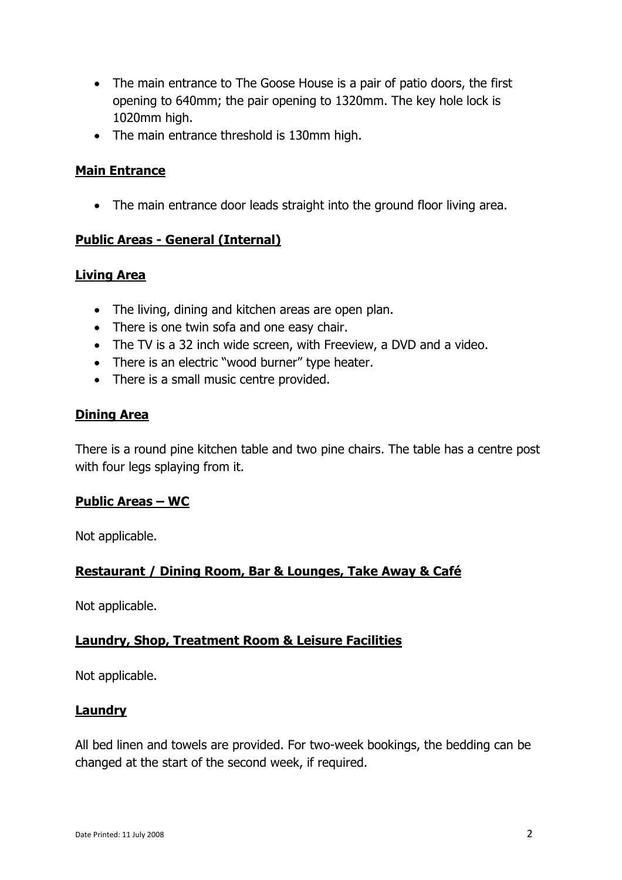- The main entrance to The Goose House is a pair of patio doors, the first opening to 640mm; the pair opening to 1320mm. The key hole lock is 1020mm high.
- The main entrance threshold is 130mm high.

## Main Entrance

- The main entrance door leads straight into the ground floor living area.

## Public Areas - General (Internal)

## Living Area

- The living, dining and kitchen areas are open plan.
- There is one twin sofa and one easy chair.
- The TV is a 32 inch wide screen, with Freeview, a DVD and a video.
- There is an electric "wood burner" type heater.
- There is a small music centre provided.

## Dining Area

There is a round pine kitchen table and two pine chairs. The table has a centre post with four legs splaying from it.

## Public Areas – WC

Not applicable.

## Restaurant / Dining Room, Bar & Lounges, Take Away & Café

Not applicable.

## Laundry, Shop, Treatment Room & Leisure Facilities

Not applicable.

## Laundry

All bed linen and towels are provided. For two-week bookings, the bedding can be changed at the start of the second week, if required.

Date Printed: 11 July 2008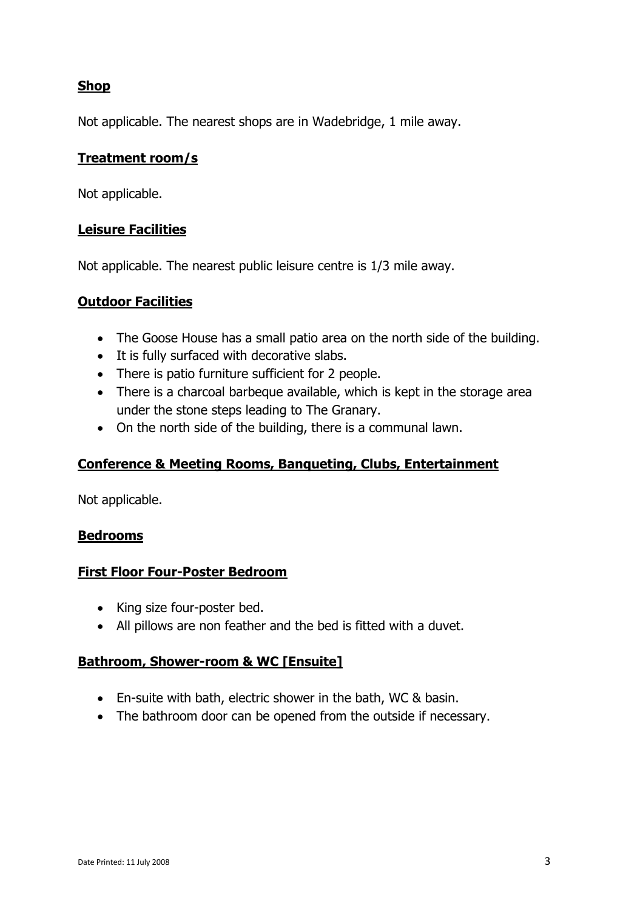## Shop

Not applicable. The nearest shops are in Wadebridge, 1 mile away.

## Treatment room/s

Not applicable.

## Leisure Facilities

Not applicable. The nearest public leisure centre is 1/3 mile away.

## Outdoor Facilities

- The Goose House has a small patio area on the north side of the building.
- It is fully surfaced with decorative slabs.
- There is patio furniture sufficient for 2 people.
- There is a charcoal barbeque available, which is kept in the storage area under the stone steps leading to The Granary.
- On the north side of the building, there is a communal lawn.

## Conference & Meeting Rooms, Banqueting, Clubs, Entertainment

Not applicable.

## Bedrooms

### First Floor Four-Poster Bedroom

- King size four-poster bed.
- All pillows are non feather and the bed is fitted with a duvet.

### Bathroom, Shower-room & WC [Ensuite]

- En-suite with bath, electric shower in the bath, WC & basin.
- The bathroom door can be opened from the outside if necessary.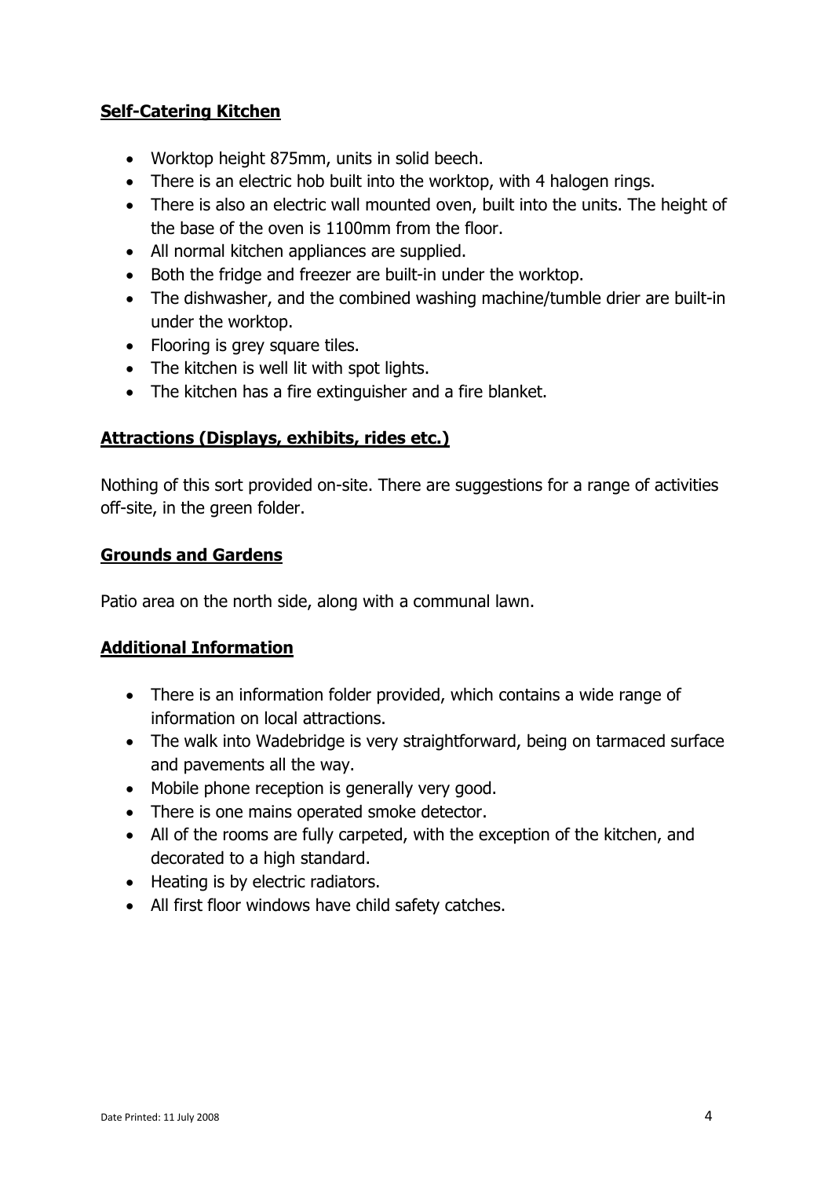## Self-Catering Kitchen

- Worktop height 875mm, units in solid beech.
- There is an electric hob built into the worktop, with 4 halogen rings.
- There is also an electric wall mounted oven, built into the units. The height of the base of the oven is 1100mm from the floor.
- All normal kitchen appliances are supplied.
- Both the fridge and freezer are built-in under the worktop.
- The dishwasher, and the combined washing machine/tumble drier are built-in under the worktop.
- Flooring is grey square tiles.
- The kitchen is well lit with spot lights.
- The kitchen has a fire extinguisher and a fire blanket.

## Attractions (Displays, exhibits, rides etc.)

Nothing of this sort provided on-site. There are suggestions for a range of activities off-site, in the green folder.

## Grounds and Gardens

Patio area on the north side, along with a communal lawn.

## Additional Information

- There is an information folder provided, which contains a wide range of information on local attractions.
- The walk into Wadebridge is very straightforward, being on tarmaced surface and pavements all the way.
- Mobile phone reception is generally very good.
- There is one mains operated smoke detector.
- All of the rooms are fully carpeted, with the exception of the kitchen, and decorated to a high standard.
- Heating is by electric radiators.
- All first floor windows have child safety catches.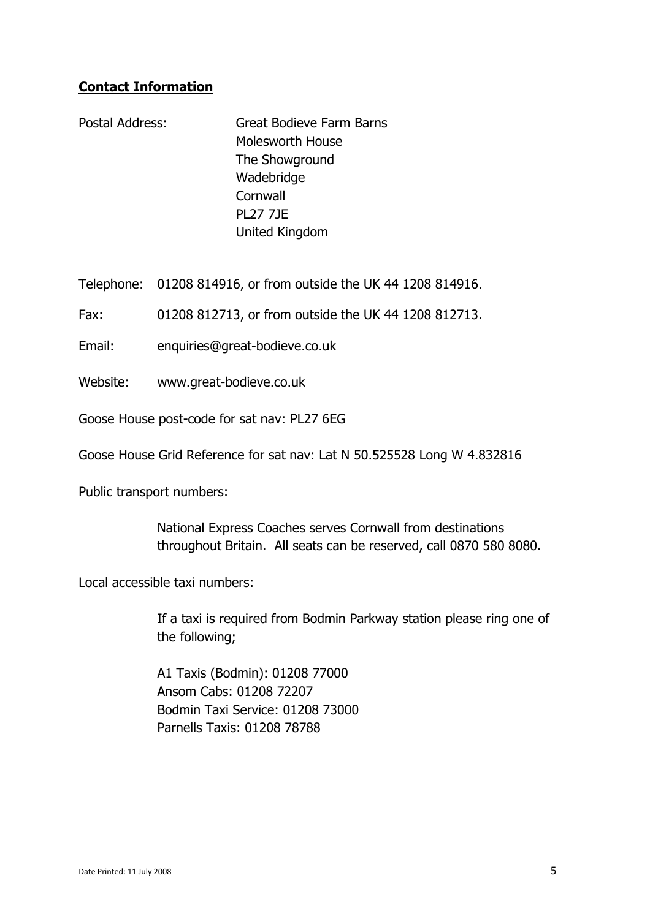## **Contact Information**

Postal Address: Great Bodieve Farm Barns
Molesworth House
The Showground
Wadebridge
Cornwall
PL27 7JE
United Kingdom

Telephone: 01208 814916, or from outside the UK 44 1208 814916.

Fax: 01208 812713, or from outside the UK 44 1208 812713.

Email: enquiries@great-bodieve.co.uk

Website: www.great-bodieve.co.uk

Goose House post-code for sat nav: PL27 6EG

Goose House Grid Reference for sat nav: Lat N 50.525528 Long W 4.832816

Public transport numbers:

National Express Coaches serves Cornwall from destinations throughout Britain. All seats can be reserved, call 0870 580 8080.

Local accessible taxi numbers:

If a taxi is required from Bodmin Parkway station please ring one of the following;

A1 Taxis (Bodmin): 01208 77000
Ansom Cabs: 01208 72207
Bodmin Taxi Service: 01208 73000
Parnells Taxis: 01208 78788

Date Printed: 11 July 2008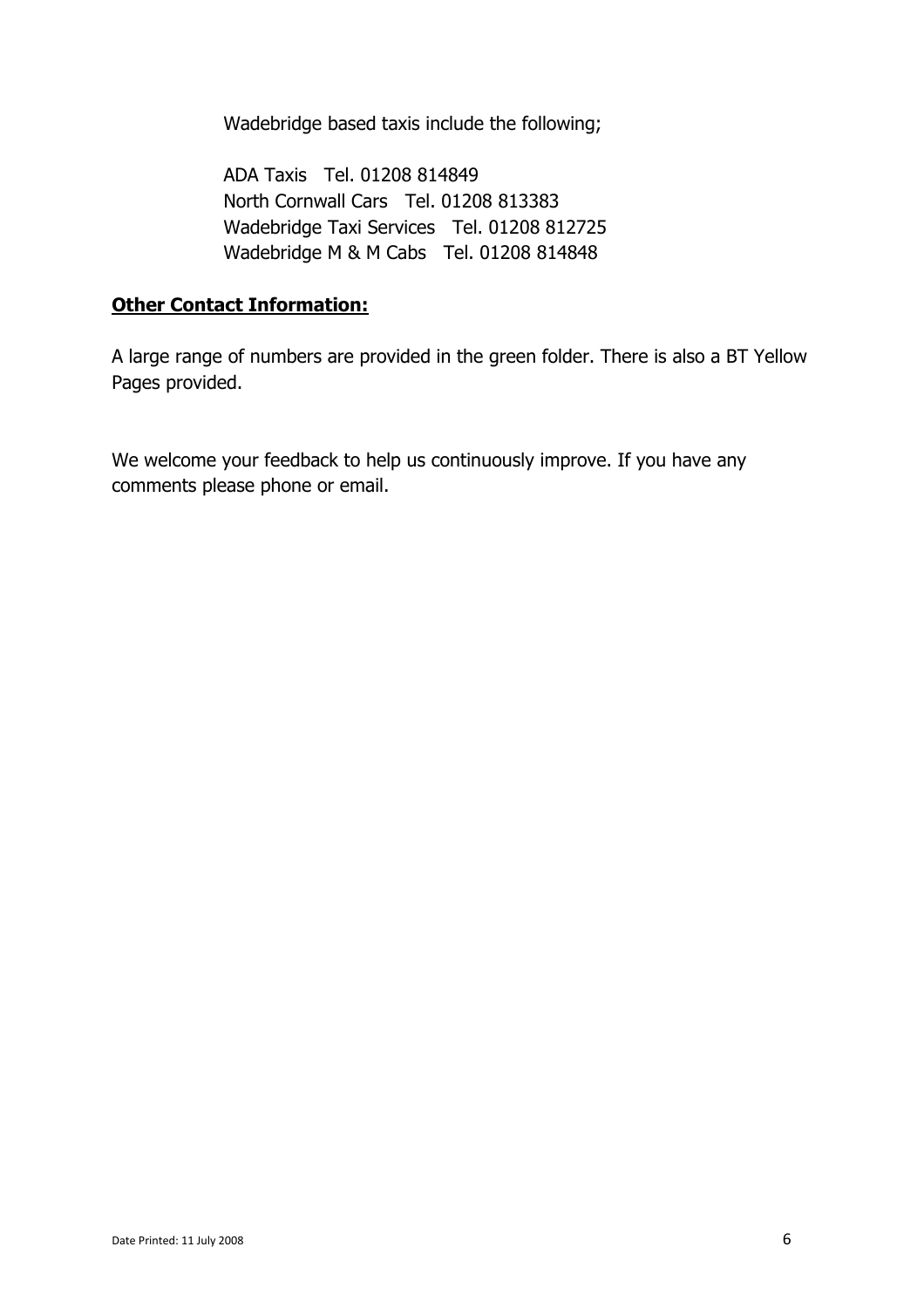Wadebridge based taxis include the following;

ADA Taxis   Tel. 01208 814849
North Cornwall Cars   Tel. 01208 813383
Wadebridge Taxi Services   Tel. 01208 812725
Wadebridge M & M Cabs   Tel. 01208 814848

**Other Contact Information:**

A large range of numbers are provided in the green folder. There is also a BT Yellow Pages provided.

We welcome your feedback to help us continuously improve. If you have any comments please phone or email.